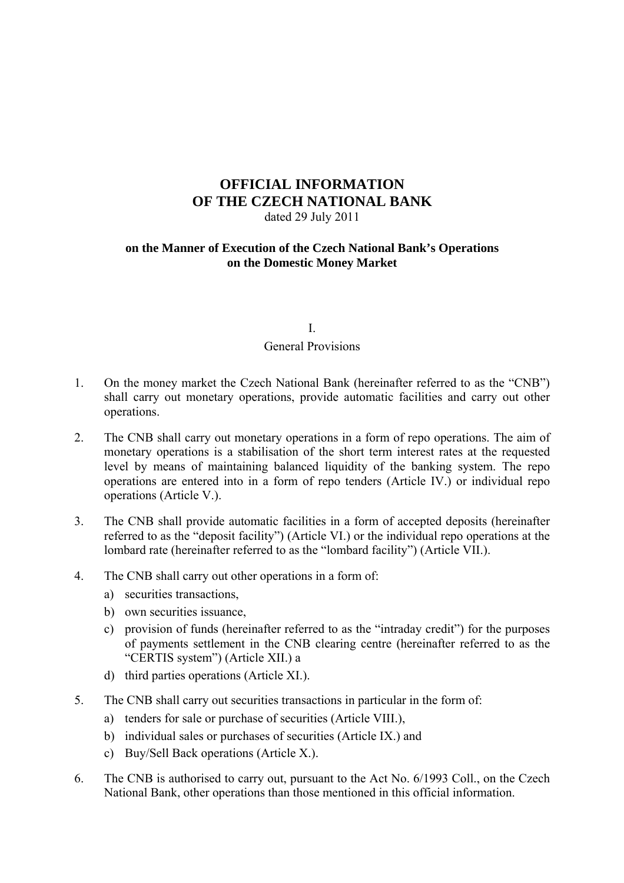# OFFICIAL INFORMATION OF THE CZECH NATIONAL BANK

dated 29 July 2011

**on the Manner of Execution of the Czech National Bank's Operations on the Domestic Money Market**

## I.
## General Provisions

1. On the money market the Czech National Bank (hereinafter referred to as the "CNB") shall carry out monetary operations, provide automatic facilities and carry out other operations.

2. The CNB shall carry out monetary operations in a form of repo operations. The aim of monetary operations is a stabilisation of the short term interest rates at the requested level by means of maintaining balanced liquidity of the banking system. The repo operations are entered into in a form of repo tenders (Article IV.) or individual repo operations (Article V.).

3. The CNB shall provide automatic facilities in a form of accepted deposits (hereinafter referred to as the "deposit facility") (Article VI.) or the individual repo operations at the lombard rate (hereinafter referred to as the "lombard facility") (Article VII.).

4. The CNB shall carry out other operations in a form of:
   a) securities transactions,
   b) own securities issuance,
   c) provision of funds (hereinafter referred to as the "intraday credit") for the purposes of payments settlement in the CNB clearing centre (hereinafter referred to as the "CERTIS system") (Article XII.) a
   d) third parties operations (Article XI.).

5. The CNB shall carry out securities transactions in particular in the form of:
   a) tenders for sale or purchase of securities (Article VIII.),
   b) individual sales or purchases of securities (Article IX.) and
   c) Buy/Sell Back operations (Article X.).

6. The CNB is authorised to carry out, pursuant to the Act No. 6/1993 Coll., on the Czech National Bank, other operations than those mentioned in this official information.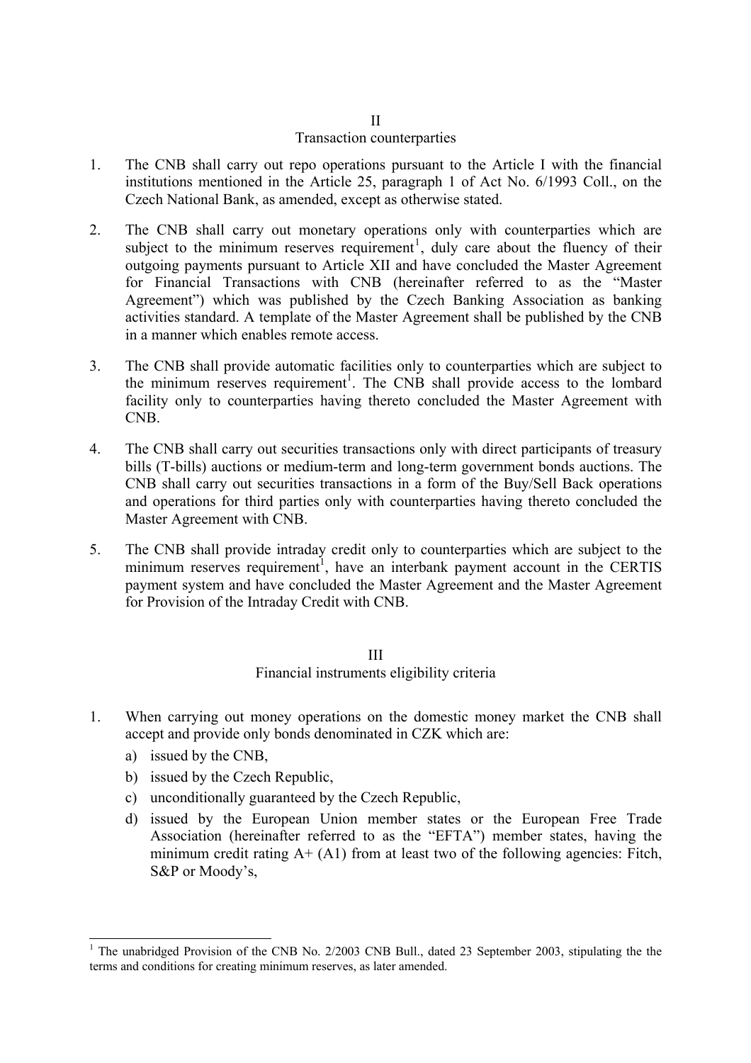## II
## Transaction counterparties

1. The CNB shall carry out repo operations pursuant to the Article I with the financial institutions mentioned in the Article 25, paragraph 1 of Act No. 6/1993 Coll., on the Czech National Bank, as amended, except as otherwise stated.

2. The CNB shall carry out monetary operations only with counterparties which are subject to the minimum reserves requirement[1], duly care about the fluency of their outgoing payments pursuant to Article XII and have concluded the Master Agreement for Financial Transactions with CNB (hereinafter referred to as the "Master Agreement") which was published by the Czech Banking Association as banking activities standard. A template of the Master Agreement shall be published by the CNB in a manner which enables remote access.

3. The CNB shall provide automatic facilities only to counterparties which are subject to the minimum reserves requirement[1]. The CNB shall provide access to the lombard facility only to counterparties having thereto concluded the Master Agreement with CNB.

4. The CNB shall carry out securities transactions only with direct participants of treasury bills (T-bills) auctions or medium-term and long-term government bonds auctions. The CNB shall carry out securities transactions in a form of the Buy/Sell Back operations and operations for third parties only with counterparties having thereto concluded the Master Agreement with CNB.

5. The CNB shall provide intraday credit only to counterparties which are subject to the minimum reserves requirement[1], have an interbank payment account in the CERTIS payment system and have concluded the Master Agreement and the Master Agreement for Provision of the Intraday Credit with CNB.

## III
## Financial instruments eligibility criteria

1. When carrying out money operations on the domestic money market the CNB shall accept and provide only bonds denominated in CZK which are:
   a) issued by the CNB,
   b) issued by the Czech Republic,
   c) unconditionally guaranteed by the Czech Republic,
   d) issued by the European Union member states or the European Free Trade Association (hereinafter referred to as the "EFTA") member states, having the minimum credit rating A+ (A1) from at least two of the following agencies: Fitch, S&P or Moody's,

---

[1] The unabridged Provision of the CNB No. 2/2003 CNB Bull., dated 23 September 2003, stipulating the the terms and conditions for creating minimum reserves, as later amended.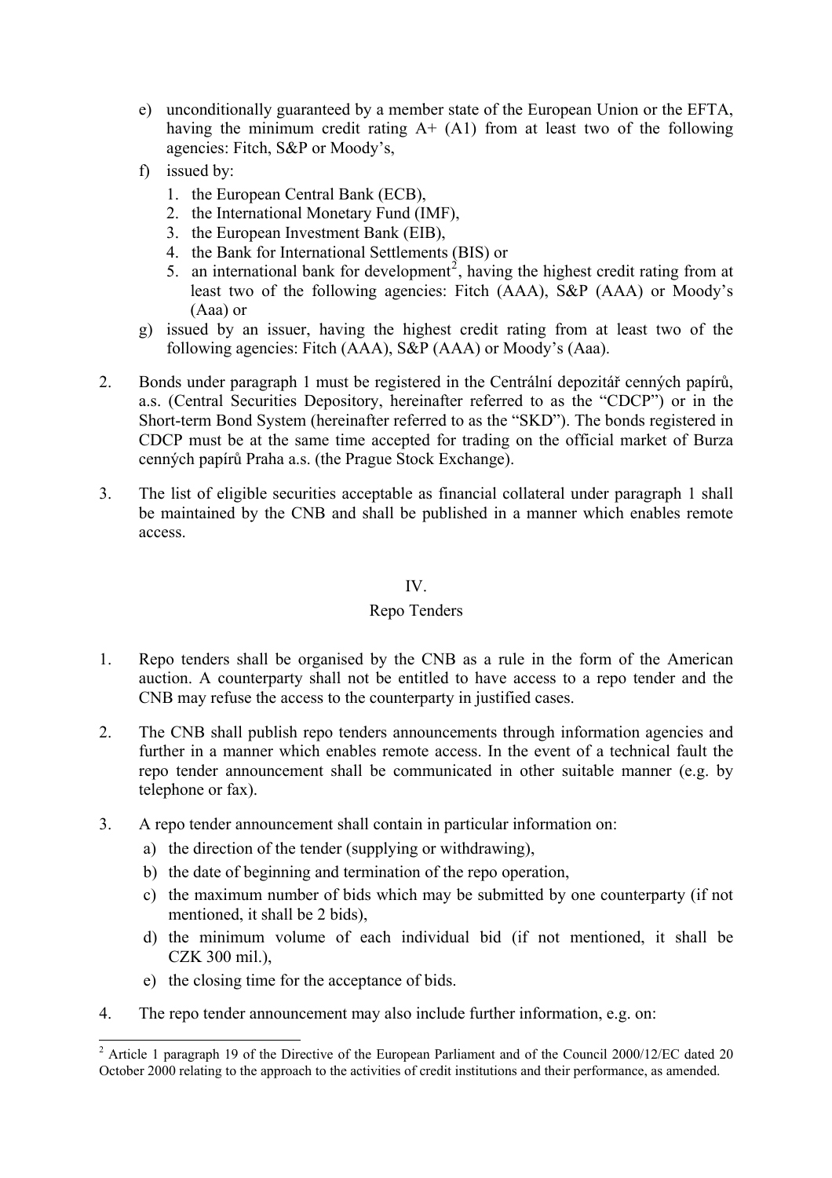e) unconditionally guaranteed by a member state of the European Union or the EFTA, having the minimum credit rating A+ (A1) from at least two of the following agencies: Fitch, S&P or Moody's,

f) issued by:
   1. the European Central Bank (ECB),
   2. the International Monetary Fund (IMF),
   3. the European Investment Bank (EIB),
   4. the Bank for International Settlements (BIS) or
   5. an international bank for development[2], having the highest credit rating from at least two of the following agencies: Fitch (AAA), S&P (AAA) or Moody's (Aaa) or

g) issued by an issuer, having the highest credit rating from at least two of the following agencies: Fitch (AAA), S&P (AAA) or Moody's (Aaa).

2. Bonds under paragraph 1 must be registered in the Centrální depozitář cenných papírů, a.s. (Central Securities Depository, hereinafter referred to as the "CDCP") or in the Short-term Bond System (hereinafter referred to as the "SKD"). The bonds registered in CDCP must be at the same time accepted for trading on the official market of Burza cenných papírů Praha a.s. (the Prague Stock Exchange).

3. The list of eligible securities acceptable as financial collateral under paragraph 1 shall be maintained by the CNB and shall be published in a manner which enables remote access.

## IV.

## Repo Tenders

1. Repo tenders shall be organised by the CNB as a rule in the form of the American auction. A counterparty shall not be entitled to have access to a repo tender and the CNB may refuse the access to the counterparty in justified cases.

2. The CNB shall publish repo tenders announcements through information agencies and further in a manner which enables remote access. In the event of a technical fault the repo tender announcement shall be communicated in other suitable manner (e.g. by telephone or fax).

3. A repo tender announcement shall contain in particular information on:
   a) the direction of the tender (supplying or withdrawing),
   b) the date of beginning and termination of the repo operation,
   c) the maximum number of bids which may be submitted by one counterparty (if not mentioned, it shall be 2 bids),
   d) the minimum volume of each individual bid (if not mentioned, it shall be CZK 300 mil.),
   e) the closing time for the acceptance of bids.

4. The repo tender announcement may also include further information, e.g. on:

---

[2] Article 1 paragraph 19 of the Directive of the European Parliament and of the Council 2000/12/EC dated 20 October 2000 relating to the approach to the activities of credit institutions and their performance, as amended.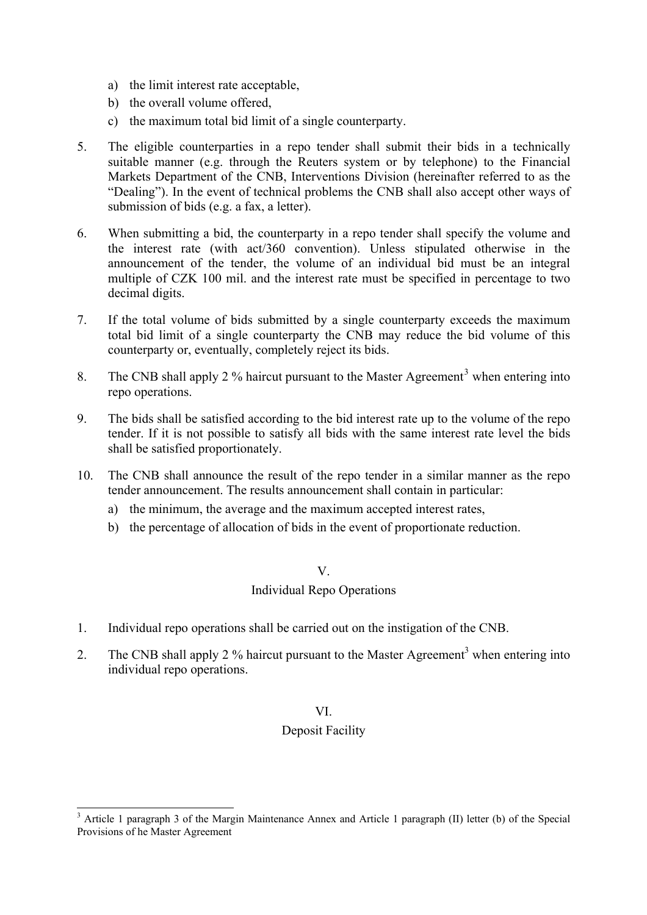a) the limit interest rate acceptable,
b) the overall volume offered,
c) the maximum total bid limit of a single counterparty.

5. The eligible counterparties in a repo tender shall submit their bids in a technically suitable manner (e.g. through the Reuters system or by telephone) to the Financial Markets Department of the CNB, Interventions Division (hereinafter referred to as the "Dealing"). In the event of technical problems the CNB shall also accept other ways of submission of bids (e.g. a fax, a letter).

6. When submitting a bid, the counterparty in a repo tender shall specify the volume and the interest rate (with act/360 convention). Unless stipulated otherwise in the announcement of the tender, the volume of an individual bid must be an integral multiple of CZK 100 mil. and the interest rate must be specified in percentage to two decimal digits.

7. If the total volume of bids submitted by a single counterparty exceeds the maximum total bid limit of a single counterparty the CNB may reduce the bid volume of this counterparty or, eventually, completely reject its bids.

8. The CNB shall apply 2 % haircut pursuant to the Master Agreement[3] when entering into repo operations.

9. The bids shall be satisfied according to the bid interest rate up to the volume of the repo tender. If it is not possible to satisfy all bids with the same interest rate level the bids shall be satisfied proportionately.

10. The CNB shall announce the result of the repo tender in a similar manner as the repo tender announcement. The results announcement shall contain in particular:
    a) the minimum, the average and the maximum accepted interest rates,
    b) the percentage of allocation of bids in the event of proportionate reduction.

## V.
## Individual Repo Operations

1. Individual repo operations shall be carried out on the instigation of the CNB.

2. The CNB shall apply 2 % haircut pursuant to the Master Agreement[3] when entering into individual repo operations.

## VI.
## Deposit Facility

---

[3] Article 1 paragraph 3 of the Margin Maintenance Annex and Article 1 paragraph (II) letter (b) of the Special Provisions of he Master Agreement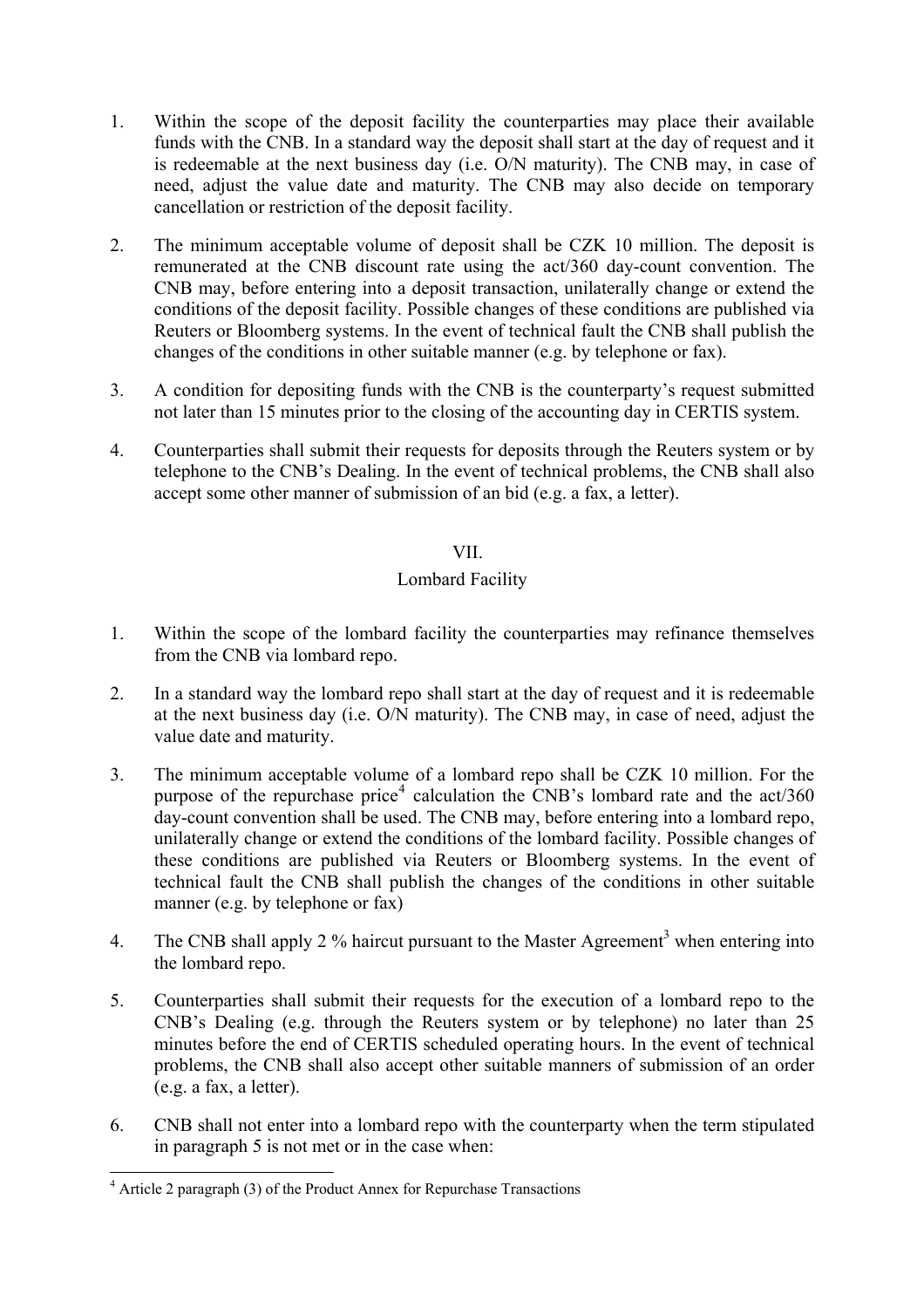1. Within the scope of the deposit facility the counterparties may place their available funds with the CNB. In a standard way the deposit shall start at the day of request and it is redeemable at the next business day (i.e. O/N maturity). The CNB may, in case of need, adjust the value date and maturity. The CNB may also decide on temporary cancellation or restriction of the deposit facility.

2. The minimum acceptable volume of deposit shall be CZK 10 million. The deposit is remunerated at the CNB discount rate using the act/360 day-count convention. The CNB may, before entering into a deposit transaction, unilaterally change or extend the conditions of the deposit facility. Possible changes of these conditions are published via Reuters or Bloomberg systems. In the event of technical fault the CNB shall publish the changes of the conditions in other suitable manner (e.g. by telephone or fax).

3. A condition for depositing funds with the CNB is the counterparty's request submitted not later than 15 minutes prior to the closing of the accounting day in CERTIS system.

4. Counterparties shall submit their requests for deposits through the Reuters system or by telephone to the CNB's Dealing. In the event of technical problems, the CNB shall also accept some other manner of submission of an bid (e.g. a fax, a letter).

## VII.

## Lombard Facility

1. Within the scope of the lombard facility the counterparties may refinance themselves from the CNB via lombard repo.

2. In a standard way the lombard repo shall start at the day of request and it is redeemable at the next business day (i.e. O/N maturity). The CNB may, in case of need, adjust the value date and maturity.

3. The minimum acceptable volume of a lombard repo shall be CZK 10 million. For the purpose of the repurchase price[4] calculation the CNB's lombard rate and the act/360 day-count convention shall be used. The CNB may, before entering into a lombard repo, unilaterally change or extend the conditions of the lombard facility. Possible changes of these conditions are published via Reuters or Bloomberg systems. In the event of technical fault the CNB shall publish the changes of the conditions in other suitable manner (e.g. by telephone or fax)

4. The CNB shall apply 2 % haircut pursuant to the Master Agreement[3] when entering into the lombard repo.

5. Counterparties shall submit their requests for the execution of a lombard repo to the CNB's Dealing (e.g. through the Reuters system or by telephone) no later than 25 minutes before the end of CERTIS scheduled operating hours. In the event of technical problems, the CNB shall also accept other suitable manners of submission of an order (e.g. a fax, a letter).

6. CNB shall not enter into a lombard repo with the counterparty when the term stipulated in paragraph 5 is not met or in the case when:

---

[4] Article 2 paragraph (3) of the Product Annex for Repurchase Transactions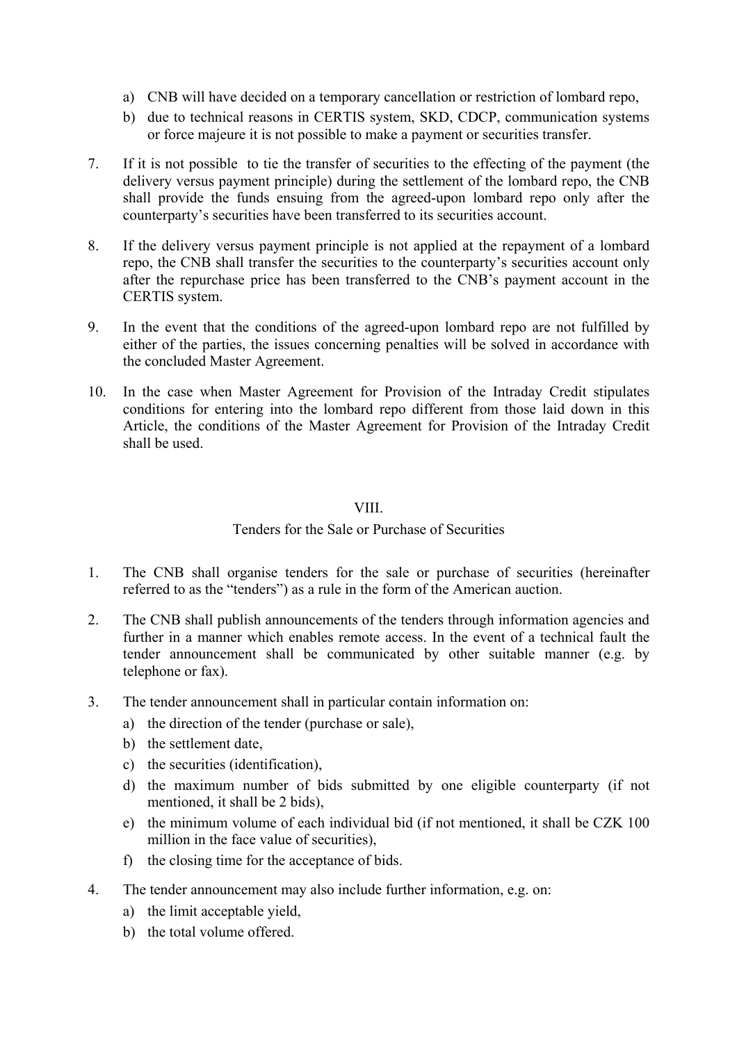a) CNB will have decided on a temporary cancellation or restriction of lombard repo,
b) due to technical reasons in CERTIS system, SKD, CDCP, communication systems or force majeure it is not possible to make a payment or securities transfer.

7. If it is not possible to tie the transfer of securities to the effecting of the payment (the delivery versus payment principle) during the settlement of the lombard repo, the CNB shall provide the funds ensuing from the agreed-upon lombard repo only after the counterparty's securities have been transferred to its securities account.

8. If the delivery versus payment principle is not applied at the repayment of a lombard repo, the CNB shall transfer the securities to the counterparty's securities account only after the repurchase price has been transferred to the CNB's payment account in the CERTIS system.

9. In the event that the conditions of the agreed-upon lombard repo are not fulfilled by either of the parties, the issues concerning penalties will be solved in accordance with the concluded Master Agreement.

10. In the case when Master Agreement for Provision of the Intraday Credit stipulates conditions for entering into the lombard repo different from those laid down in this Article, the conditions of the Master Agreement for Provision of the Intraday Credit shall be used.

## VIII.

## Tenders for the Sale or Purchase of Securities

1. The CNB shall organise tenders for the sale or purchase of securities (hereinafter referred to as the "tenders") as a rule in the form of the American auction.

2. The CNB shall publish announcements of the tenders through information agencies and further in a manner which enables remote access. In the event of a technical fault the tender announcement shall be communicated by other suitable manner (e.g. by telephone or fax).

3. The tender announcement shall in particular contain information on:
   a) the direction of the tender (purchase or sale),
   b) the settlement date,
   c) the securities (identification),
   d) the maximum number of bids submitted by one eligible counterparty (if not mentioned, it shall be 2 bids),
   e) the minimum volume of each individual bid (if not mentioned, it shall be CZK 100 million in the face value of securities),
   f) the closing time for the acceptance of bids.

4. The tender announcement may also include further information, e.g. on:
   a) the limit acceptable yield,
   b) the total volume offered.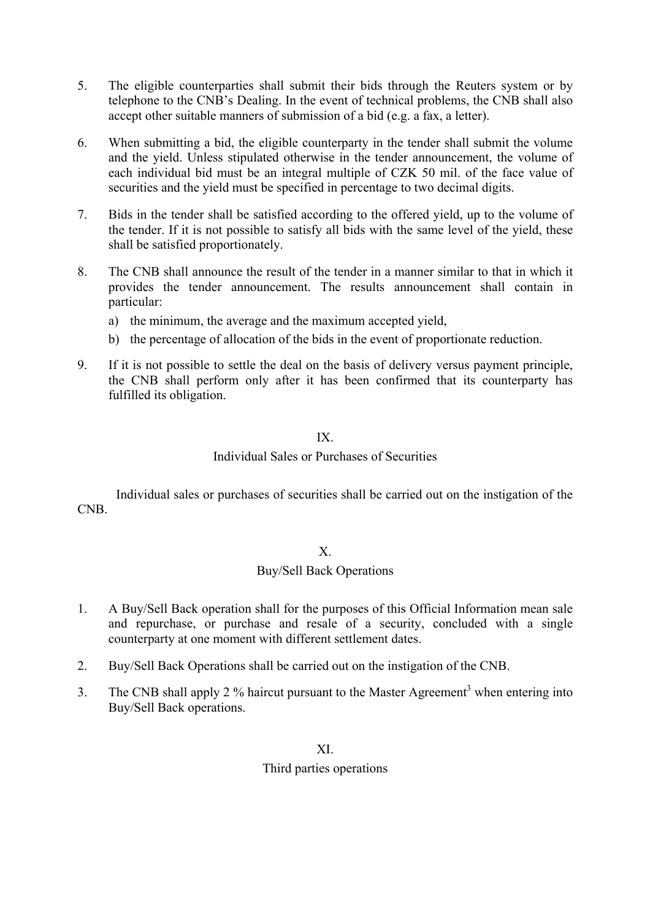5. The eligible counterparties shall submit their bids through the Reuters system or by telephone to the CNB's Dealing. In the event of technical problems, the CNB shall also accept other suitable manners of submission of a bid (e.g. a fax, a letter).

6. When submitting a bid, the eligible counterparty in the tender shall submit the volume and the yield. Unless stipulated otherwise in the tender announcement, the volume of each individual bid must be an integral multiple of CZK 50 mil. of the face value of securities and the yield must be specified in percentage to two decimal digits.

7. Bids in the tender shall be satisfied according to the offered yield, up to the volume of the tender. If it is not possible to satisfy all bids with the same level of the yield, these shall be satisfied proportionately.

8. The CNB shall announce the result of the tender in a manner similar to that in which it provides the tender announcement. The results announcement shall contain in particular:
   a) the minimum, the average and the maximum accepted yield,
   b) the percentage of allocation of the bids in the event of proportionate reduction.

9. If it is not possible to settle the deal on the basis of delivery versus payment principle, the CNB shall perform only after it has been confirmed that its counterparty has fulfilled its obligation.

## IX.
## Individual Sales or Purchases of Securities

Individual sales or purchases of securities shall be carried out on the instigation of the CNB.

## X.
## Buy/Sell Back Operations

1. A Buy/Sell Back operation shall for the purposes of this Official Information mean sale and repurchase, or purchase and resale of a security, concluded with a single counterparty at one moment with different settlement dates.

2. Buy/Sell Back Operations shall be carried out on the instigation of the CNB.

3. The CNB shall apply 2 % haircut pursuant to the Master Agreement[3] when entering into Buy/Sell Back operations.

## XI.
## Third parties operations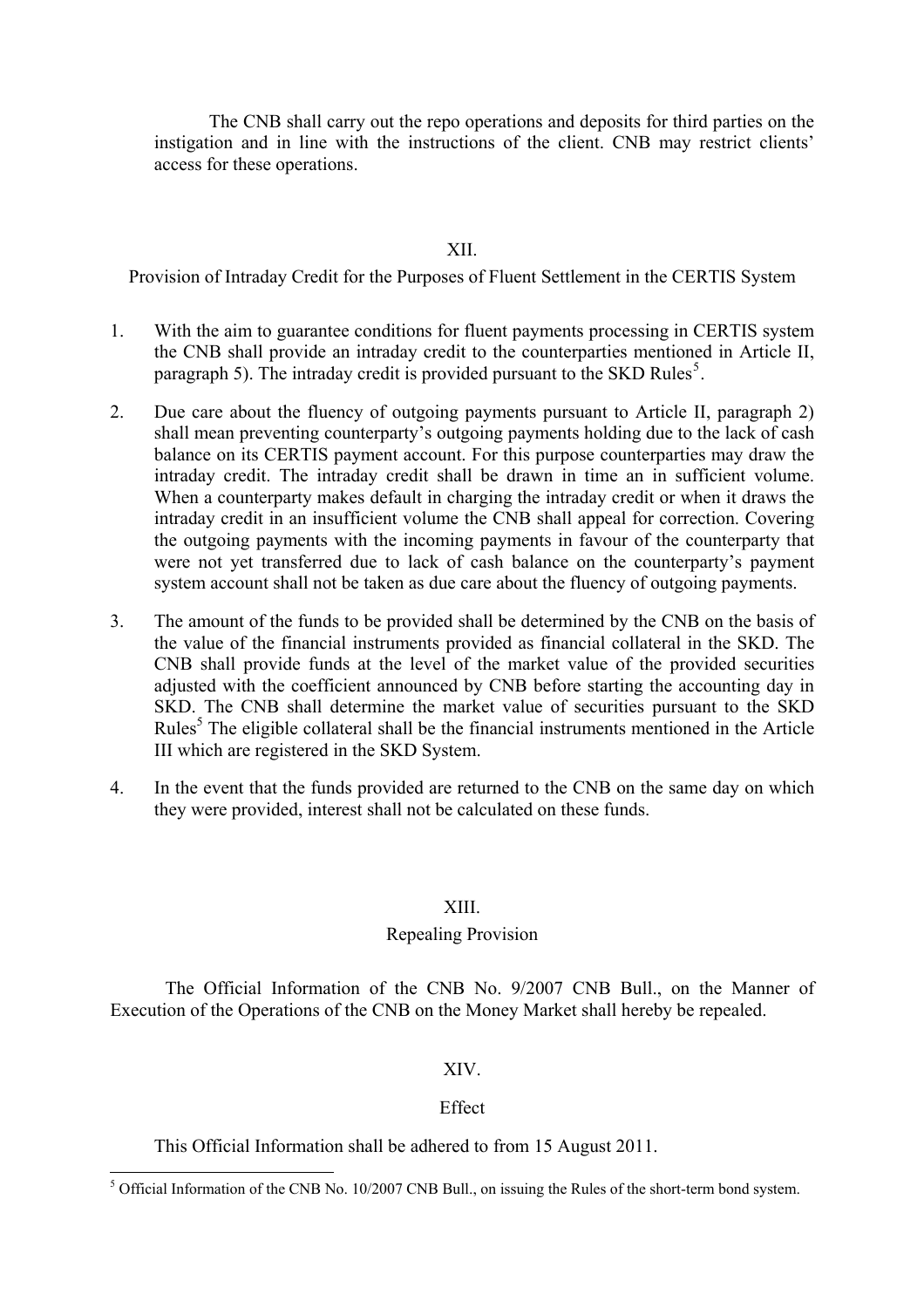The CNB shall carry out the repo operations and deposits for third parties on the instigation and in line with the instructions of the client. CNB may restrict clients' access for these operations.

## XII.

## Provision of Intraday Credit for the Purposes of Fluent Settlement in the CERTIS System

1. With the aim to guarantee conditions for fluent payments processing in CERTIS system the CNB shall provide an intraday credit to the counterparties mentioned in Article II, paragraph 5). The intraday credit is provided pursuant to the SKD Rules[5].

2. Due care about the fluency of outgoing payments pursuant to Article II, paragraph 2) shall mean preventing counterparty's outgoing payments holding due to the lack of cash balance on its CERTIS payment account. For this purpose counterparties may draw the intraday credit. The intraday credit shall be drawn in time an in sufficient volume. When a counterparty makes default in charging the intraday credit or when it draws the intraday credit in an insufficient volume the CNB shall appeal for correction. Covering the outgoing payments with the incoming payments in favour of the counterparty that were not yet transferred due to lack of cash balance on the counterparty's payment system account shall not be taken as due care about the fluency of outgoing payments.

3. The amount of the funds to be provided shall be determined by the CNB on the basis of the value of the financial instruments provided as financial collateral in the SKD. The CNB shall provide funds at the level of the market value of the provided securities adjusted with the coefficient announced by CNB before starting the accounting day in SKD. The CNB shall determine the market value of securities pursuant to the SKD Rules[5] The eligible collateral shall be the financial instruments mentioned in the Article III which are registered in the SKD System.

4. In the event that the funds provided are returned to the CNB on the same day on which they were provided, interest shall not be calculated on these funds.

## XIII.

## Repealing Provision

The Official Information of the CNB No. 9/2007 CNB Bull., on the Manner of Execution of the Operations of the CNB on the Money Market shall hereby be repealed.

## XIV.

## Effect

This Official Information shall be adhered to from 15 August 2011.

[5] Official Information of the CNB No. 10/2007 CNB Bull., on issuing the Rules of the short-term bond system.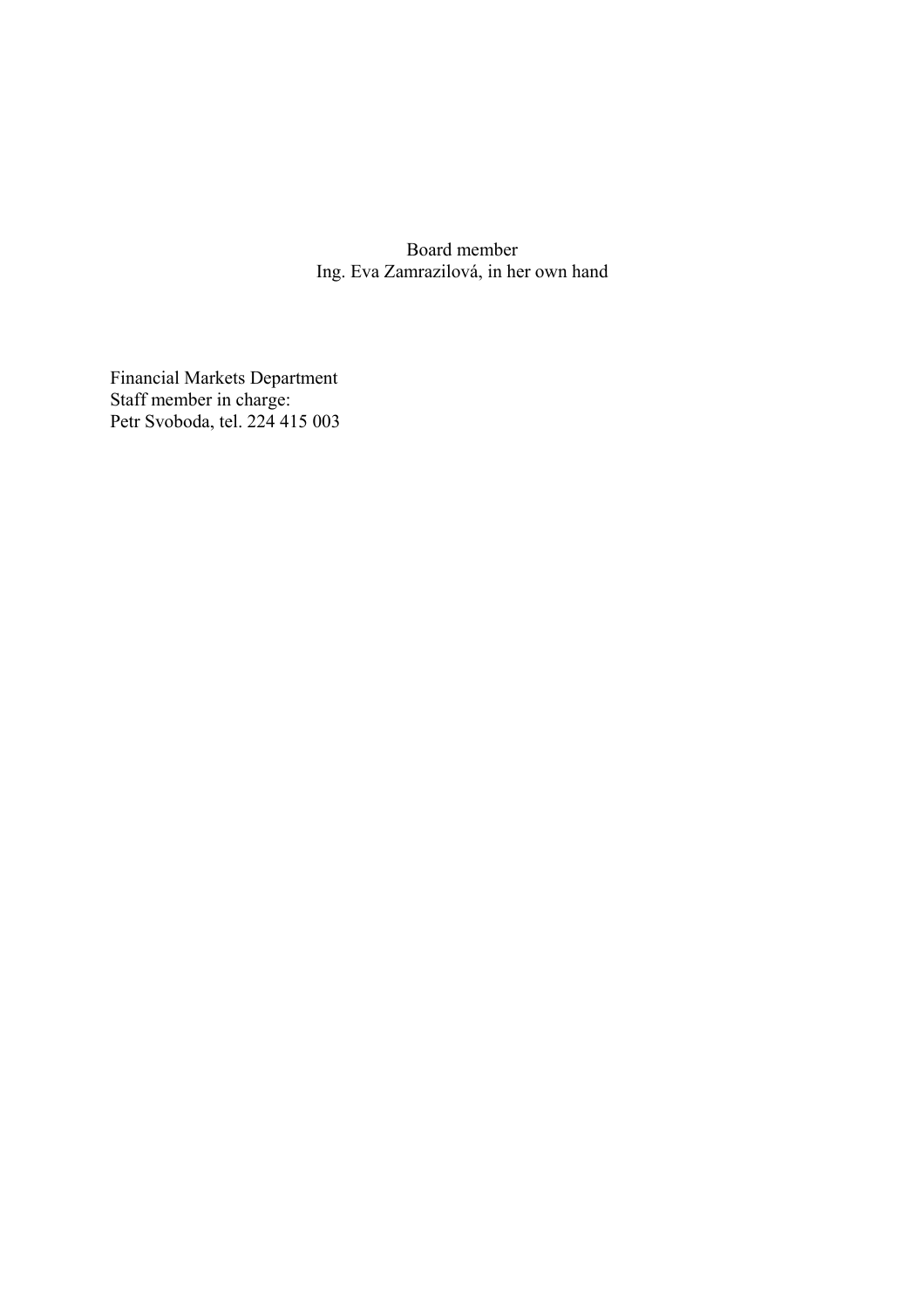Board member
Ing. Eva Zamrazilová, in her own hand

Financial Markets Department
Staff member in charge:
Petr Svoboda, tel. 224 415 003